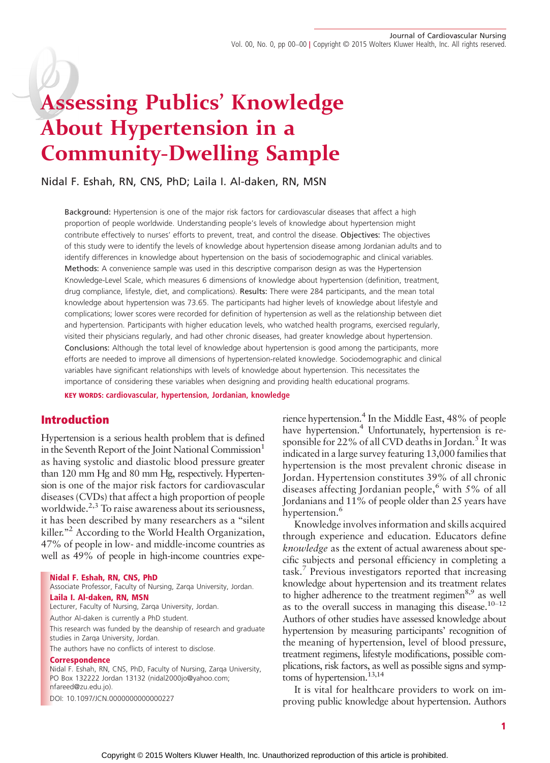# Assessing Publics' Knowledge About Hypertension in a Community-Dwelling Sample

Nidal F. Eshah, RN, CNS, PhD; Laila I. Al-daken, RN, MSN

**Background:** Hypertension is one of the major risk factors for cardiovascular diseases that affect a high proportion of people worldwide. Understanding people's levels of knowledge about hypertension might contribute effectively to nurses' efforts to prevent, treat, and control the disease. **Objectives:** The objectives of this study were to identify the levels of knowledge about hypertension disease among Jordanian adults and to identify differences in knowledge about hypertension on the basis of sociodemographic and clinical variables. **Methods:** A convenience sample was used in this descriptive comparison design as was the Hypertension Knowledge-Level Scale, which measures 6 dimensions of knowledge about hypertension (definition, treatment, drug compliance, lifestyle, diet, and complications). **Results:** There were 284 participants, and the mean total knowledge about hypertension was 73.65. The participants had higher levels of knowledge about lifestyle and complications; lower scores were recorded for definition of hypertension as well as the relationship between diet and hypertension. Participants with higher education levels, who watched health programs, exercised regularly, visited their physicians regularly, and had other chronic diseases, had greater knowledge about hypertension. **Conclusions:** Although the total level of knowledge about hypertension is good among the participants, more efforts are needed to improve all dimensions of hypertension-related knowledge. Sociodemographic and clinical variables have significant relationships with levels of knowledge about hypertension. This necessitates the importance of considering these variables when designing and providing health educational programs.

**KEY WORDS:** cardiovascular, hypertension, Jordanian, knowledge

## Introduction

Hypertension is a serious health problem that is defined in the Seventh Report of the Joint National Commission[1] as having systolic and diastolic blood pressure greater than 120 mm Hg and 80 mm Hg, respectively. Hypertension is one of the major risk factors for cardiovascular diseases (CVDs) that affect a high proportion of people worldwide.[2,3] To raise awareness about its seriousness, it has been described by many researchers as a "silent killer."[2] According to the World Health Organization, 47% of people in low- and middle-income countries as well as 49% of people in high-income countries experience hypertension.[4] In the Middle East, 48% of people have hypertension.[4] Unfortunately, hypertension is responsible for 22% of all CVD deaths in Jordan.[5] It was indicated in a large survey featuring 13,000 families that hypertension is the most prevalent chronic disease in Jordan. Hypertension constitutes 39% of all chronic diseases affecting Jordanian people,[6] with 5% of all Jordanians and 11% of people older than 25 years have hypertension.[6]

Knowledge involves information and skills acquired through experience and education. Educators define *knowledge* as the extent of actual awareness about specific subjects and personal efficiency in completing a task.[7] Previous investigators reported that increasing knowledge about hypertension and its treatment relates to higher adherence to the treatment regimen[8,9] as well as to the overall success in managing this disease.[10–12] Authors of other studies have assessed knowledge about hypertension by measuring participants' recognition of the meaning of hypertension, level of blood pressure, treatment regimens, lifestyle modifications, possible complications, risk factors, as well as possible signs and symptoms of hypertension.[13,14]

It is vital for healthcare providers to work on improving public knowledge about hypertension. Authors

**Nidal F. Eshah, RN, CNS, PhD**
Associate Professor, Faculty of Nursing, Zarqa University, Jordan.

**Laila I. Al-daken, RN, MSN**
Lecturer, Faculty of Nursing, Zarqa University, Jordan.

Author Al-daken is currently a PhD student.

This research was funded by the deanship of research and graduate studies in Zarqa University, Jordan.

The authors have no conflicts of interest to disclose.

**Correspondence**
Nidal F. Eshah, RN, CNS, PhD, Faculty of Nursing, Zarqa University, PO Box 132222 Jordan 13132 (nidal2000jo@yahoo.com; nfareed@zu.edu.jo).

DOI: 10.1097/JCN.0000000000000227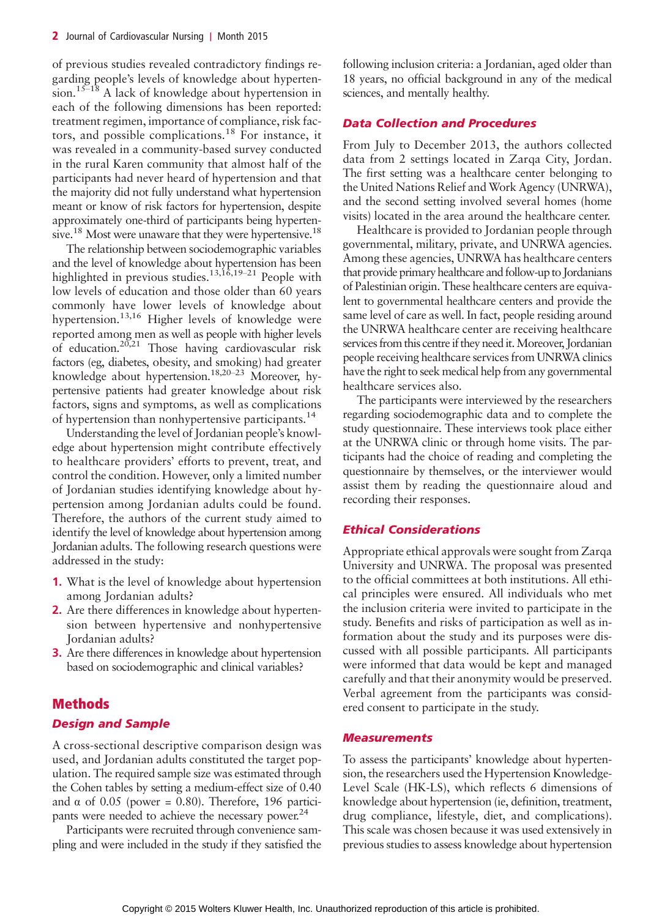of previous studies revealed contradictory findings regarding people's levels of knowledge about hypertension.[15–18] A lack of knowledge about hypertension in each of the following dimensions has been reported: treatment regimen, importance of compliance, risk factors, and possible complications.[18] For instance, it was revealed in a community-based survey conducted in the rural Karen community that almost half of the participants had never heard of hypertension and that the majority did not fully understand what hypertension meant or know of risk factors for hypertension, despite approximately one-third of participants being hypertensive.[18] Most were unaware that they were hypertensive.[18]

The relationship between sociodemographic variables and the level of knowledge about hypertension has been highlighted in previous studies.[13,16,19–21] People with low levels of education and those older than 60 years commonly have lower levels of knowledge about hypertension.[13,16] Higher levels of knowledge were reported among men as well as people with higher levels of education.[20,21] Those having cardiovascular risk factors (eg, diabetes, obesity, and smoking) had greater knowledge about hypertension.[18,20–23] Moreover, hypertensive patients had greater knowledge about risk factors, signs and symptoms, as well as complications of hypertension than nonhypertensive participants.[14]

Understanding the level of Jordanian people's knowledge about hypertension might contribute effectively to healthcare providers' efforts to prevent, treat, and control the condition. However, only a limited number of Jordanian studies identifying knowledge about hypertension among Jordanian adults could be found. Therefore, the authors of the current study aimed to identify the level of knowledge about hypertension among Jordanian adults. The following research questions were addressed in the study:

1. What is the level of knowledge about hypertension among Jordanian adults?
2. Are there differences in knowledge about hypertension between hypertensive and nonhypertensive Jordanian adults?
3. Are there differences in knowledge about hypertension based on sociodemographic and clinical variables?

## Methods

### Design and Sample

A cross-sectional descriptive comparison design was used, and Jordanian adults constituted the target population. The required sample size was estimated through the Cohen tables by setting a medium-effect size of 0.40 and $\alpha$ of 0.05 (power = 0.80). Therefore, 196 participants were needed to achieve the necessary power.[24]

Participants were recruited through convenience sampling and were included in the study if they satisfied the following inclusion criteria: a Jordanian, aged older than 18 years, no official background in any of the medical sciences, and mentally healthy.

### Data Collection and Procedures

From July to December 2013, the authors collected data from 2 settings located in Zarqa City, Jordan. The first setting was a healthcare center belonging to the United Nations Relief and Work Agency (UNRWA), and the second setting involved several homes (home visits) located in the area around the healthcare center.

Healthcare is provided to Jordanian people through governmental, military, private, and UNRWA agencies. Among these agencies, UNRWA has healthcare centers that provide primary healthcare and follow-up to Jordanians of Palestinian origin. These healthcare centers are equivalent to governmental healthcare centers and provide the same level of care as well. In fact, people residing around the UNRWA healthcare center are receiving healthcare services from this centre if they need it. Moreover, Jordanian people receiving healthcare services from UNRWA clinics have the right to seek medical help from any governmental healthcare services also.

The participants were interviewed by the researchers regarding sociodemographic data and to complete the study questionnaire. These interviews took place either at the UNRWA clinic or through home visits. The participants had the choice of reading and completing the questionnaire by themselves, or the interviewer would assist them by reading the questionnaire aloud and recording their responses.

### Ethical Considerations

Appropriate ethical approvals were sought from Zarqa University and UNRWA. The proposal was presented to the official committees at both institutions. All ethical principles were ensured. All individuals who met the inclusion criteria were invited to participate in the study. Benefits and risks of participation as well as information about the study and its purposes were discussed with all possible participants. All participants were informed that data would be kept and managed carefully and that their anonymity would be preserved. Verbal agreement from the participants was considered consent to participate in the study.

### Measurements

To assess the participants' knowledge about hypertension, the researchers used the Hypertension Knowledge-Level Scale (HK-LS), which reflects 6 dimensions of knowledge about hypertension (ie, definition, treatment, drug compliance, lifestyle, diet, and complications). This scale was chosen because it was used extensively in previous studies to assess knowledge about hypertension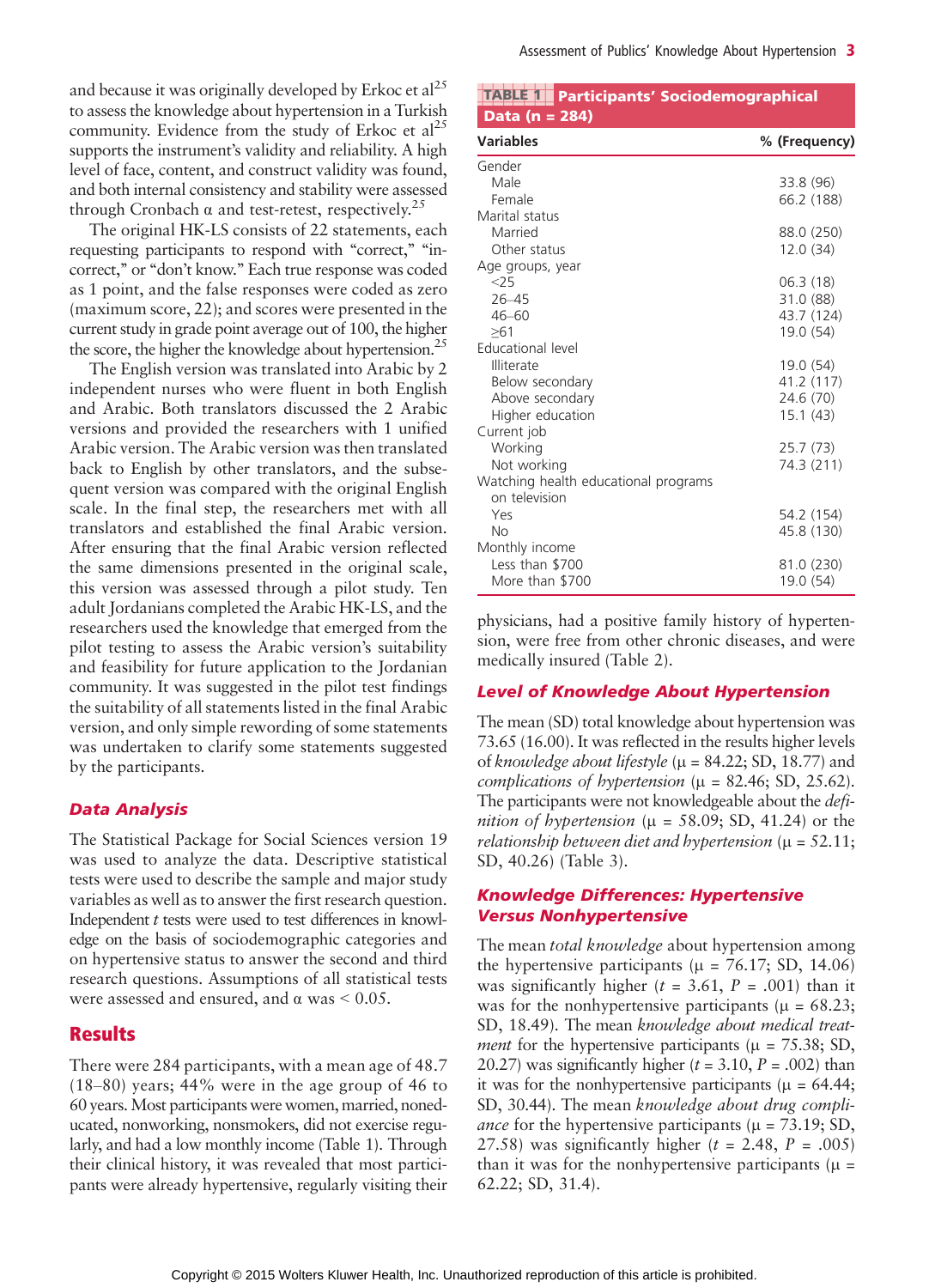and because it was originally developed by Erkoc et al[25] to assess the knowledge about hypertension in a Turkish community. Evidence from the study of Erkoc et al[25] supports the instrument's validity and reliability. A high level of face, content, and construct validity was found, and both internal consistency and stability were assessed through Cronbach α and test-retest, respectively.[25]

The original HK-LS consists of 22 statements, each requesting participants to respond with "correct," "incorrect," or "don't know." Each true response was coded as 1 point, and the false responses were coded as zero (maximum score, 22); and scores were presented in the current study in grade point average out of 100, the higher the score, the higher the knowledge about hypertension.[25]

The English version was translated into Arabic by 2 independent nurses who were fluent in both English and Arabic. Both translators discussed the 2 Arabic versions and provided the researchers with 1 unified Arabic version. The Arabic version was then translated back to English by other translators, and the subsequent version was compared with the original English scale. In the final step, the researchers met with all translators and established the final Arabic version. After ensuring that the final Arabic version reflected the same dimensions presented in the original scale, this version was assessed through a pilot study. Ten adult Jordanians completed the Arabic HK-LS, and the researchers used the knowledge that emerged from the pilot testing to assess the Arabic version's suitability and feasibility for future application to the Jordanian community. It was suggested in the pilot test findings the suitability of all statements listed in the final Arabic version, and only simple rewording of some statements was undertaken to clarify some statements suggested by the participants.

### Data Analysis

The Statistical Package for Social Sciences version 19 was used to analyze the data. Descriptive statistical tests were used to describe the sample and major study variables as well as to answer the first research question. Independent *t* tests were used to test differences in knowledge on the basis of sociodemographic categories and on hypertensive status to answer the second and third research questions. Assumptions of all statistical tests were assessed and ensured, and α was < 0.05.

## Results

There were 284 participants, with a mean age of 48.7 (18–80) years; 44% were in the age group of 46 to 60 years. Most participants were women, married, noneducated, nonworking, nonsmokers, did not exercise regularly, and had a low monthly income (Table 1). Through their clinical history, it was revealed that most participants were already hypertensive, regularly visiting their physicians, had a positive family history of hypertension, were free from other chronic diseases, and were medically insured (Table 2).

**TABLE 1 Participants' Sociodemographical Data (n = 284)**

| Variables | % (Frequency) |
|---|---|
| Gender | |
| Male | 33.8 (96) |
| Female | 66.2 (188) |
| Marital status | |
| Married | 88.0 (250) |
| Other status | 12.0 (34) |
| Age groups, year | |
| <25 | 06.3 (18) |
| 26–45 | 31.0 (88) |
| 46–60 | 43.7 (124) |
| ≥61 | 19.0 (54) |
| Educational level | |
| Illiterate | 19.0 (54) |
| Below secondary | 41.2 (117) |
| Above secondary | 24.6 (70) |
| Higher education | 15.1 (43) |
| Current job | |
| Working | 25.7 (73) |
| Not working | 74.3 (211) |
| Watching health educational programs on television | |
| Yes | 54.2 (154) |
| No | 45.8 (130) |
| Monthly income | |
| Less than $700 | 81.0 (230) |
| More than $700 | 19.0 (54) |

### Level of Knowledge About Hypertension

The mean (SD) total knowledge about hypertension was 73.65 (16.00). It was reflected in the results higher levels of *knowledge about lifestyle* (μ = 84.22; SD, 18.77) and *complications of hypertension* (μ = 82.46; SD, 25.62). The participants were not knowledgeable about the *definition of hypertension* (μ = 58.09; SD, 41.24) or the *relationship between diet and hypertension* (μ = 52.11; SD, 40.26) (Table 3).

### Knowledge Differences: Hypertensive Versus Nonhypertensive

The mean *total knowledge* about hypertension among the hypertensive participants (μ = 76.17; SD, 14.06) was significantly higher ($t$ = 3.61, $P$ = .001) than it was for the nonhypertensive participants (μ = 68.23; SD, 18.49). The mean *knowledge about medical treatment* for the hypertensive participants (μ = 75.38; SD, 20.27) was significantly higher ($t$ = 3.10, $P$ = .002) than it was for the nonhypertensive participants (μ = 64.44; SD, 30.44). The mean *knowledge about drug compliance* for the hypertensive participants (μ = 73.19; SD, 27.58) was significantly higher ($t$ = 2.48, $P$ = .005) than it was for the nonhypertensive participants (μ = 62.22; SD, 31.4).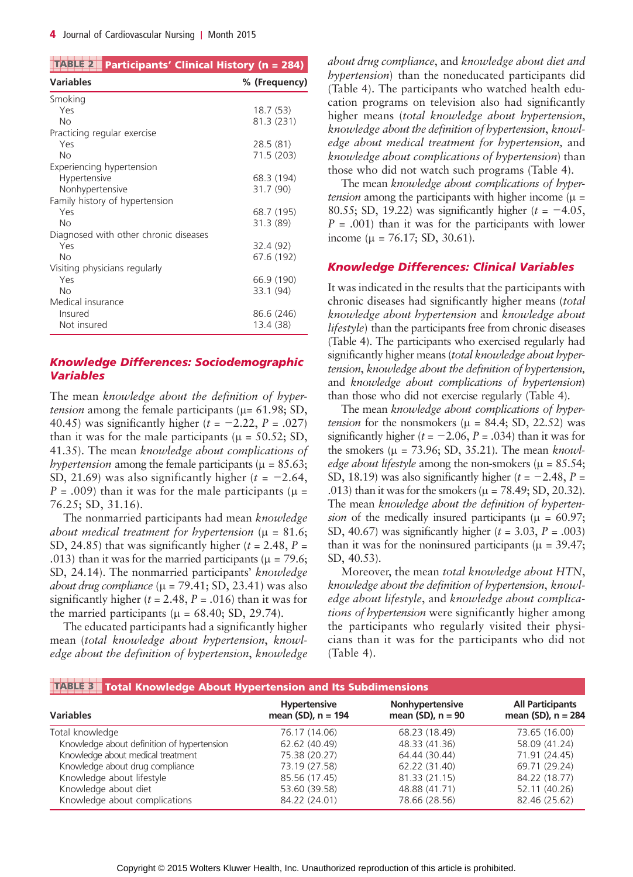**TABLE 2 Participants' Clinical History (n = 284)**

| Variables | % (Frequency) |
|---|---|
| Smoking | |
| Yes | 18.7 (53) |
| No | 81.3 (231) |
| Practicing regular exercise | |
| Yes | 28.5 (81) |
| No | 71.5 (203) |
| Experiencing hypertension | |
| Hypertensive | 68.3 (194) |
| Nonhypertensive | 31.7 (90) |
| Family history of hypertension | |
| Yes | 68.7 (195) |
| No | 31.3 (89) |
| Diagnosed with other chronic diseases | |
| Yes | 32.4 (92) |
| No | 67.6 (192) |
| Visiting physicians regularly | |
| Yes | 66.9 (190) |
| No | 33.1 (94) |
| Medical insurance | |
| Insured | 86.6 (246) |
| Not insured | 13.4 (38) |

## Knowledge Differences: Sociodemographic Variables

The mean *knowledge about the definition of hypertension* among the female participants (μ= 61.98; SD, 40.45) was significantly higher ($t$ = −2.22, $P$ = .027) than it was for the male participants (μ = 50.52; SD, 41.35). The mean *knowledge about complications of hypertension* among the female participants (μ = 85.63; SD, 21.69) was also significantly higher ($t$ = −2.64, $P$ = .009) than it was for the male participants (μ = 76.25; SD, 31.16).

The nonmarried participants had mean *knowledge about medical treatment for hypertension* (μ = 81.6; SD, 24.85) that was significantly higher ($t$ = 2.48, $P$ = .013) than it was for the married participants (μ = 79.6; SD, 24.14). The nonmarried participants' *knowledge about drug compliance* (μ = 79.41; SD, 23.41) was also significantly higher ($t$ = 2.48, $P$ = .016) than it was for the married participants (μ = 68.40; SD, 29.74).

The educated participants had a significantly higher mean (*total knowledge about hypertension*, *knowledge about the definition of hypertension*, *knowledge about drug compliance*, and *knowledge about diet and hypertension*) than the noneducated participants did (Table 4). The participants who watched health education programs on television also had significantly higher means (*total knowledge about hypertension*, *knowledge about the definition of hypertension*, *knowledge about medical treatment for hypertension,* and *knowledge about complications of hypertension*) than those who did not watch such programs (Table 4).

The mean *knowledge about complications of hypertension* among the participants with higher income (μ = 80.55; SD, 19.22) was significantly higher ($t$ = −4.05, $P$ = .001) than it was for the participants with lower income (μ = 76.17; SD, 30.61).

## Knowledge Differences: Clinical Variables

It was indicated in the results that the participants with chronic diseases had significantly higher means (*total knowledge about hypertension* and *knowledge about lifestyle*) than the participants free from chronic diseases (Table 4). The participants who exercised regularly had significantly higher means (*total knowledge about hypertension*, *knowledge about the definition of hypertension,* and *knowledge about complications of hypertension*) than those who did not exercise regularly (Table 4).

The mean *knowledge about complications of hypertension* for the nonsmokers (μ = 84.4; SD, 22.52) was significantly higher ($t$ = −2.06, $P$ = .034) than it was for the smokers (μ = 73.96; SD, 35.21). The mean *knowledge about lifestyle* among the non-smokers (μ = 85.54; SD, 18.19) was also significantly higher ($t$ = −2.48, $P$ = .013) than it was for the smokers (μ = 78.49; SD, 20.32). The mean *knowledge about the definition of hypertension* of the medically insured participants (μ = 60.97; SD, 40.67) was significantly higher ($t$ = 3.03, $P$ = .003) than it was for the noninsured participants (μ = 39.47; SD, 40.53).

Moreover, the mean *total knowledge about HTN*, *knowledge about the definition of hypertension*, *knowledge about lifestyle*, and *knowledge about complications of hypertension* were significantly higher among the participants who regularly visited their physicians than it was for the participants who did not (Table 4).

**TABLE 3 Total Knowledge About Hypertension and Its Subdimensions**

| Variables | Hypertensive mean (SD), n = 194 | Nonhypertensive mean (SD), n = 90 | All Participants mean (SD), n = 284 |
|---|---|---|---|
| Total knowledge | 76.17 (14.06) | 68.23 (18.49) | 73.65 (16.00) |
| Knowledge about definition of hypertension | 62.62 (40.49) | 48.33 (41.36) | 58.09 (41.24) |
| Knowledge about medical treatment | 75.38 (20.27) | 64.44 (30.44) | 71.91 (24.45) |
| Knowledge about drug compliance | 73.19 (27.58) | 62.22 (31.40) | 69.71 (29.24) |
| Knowledge about lifestyle | 85.56 (17.45) | 81.33 (21.15) | 84.22 (18.77) |
| Knowledge about diet | 53.60 (39.58) | 48.88 (41.71) | 52.11 (40.26) |
| Knowledge about complications | 84.22 (24.01) | 78.66 (28.56) | 82.46 (25.62) |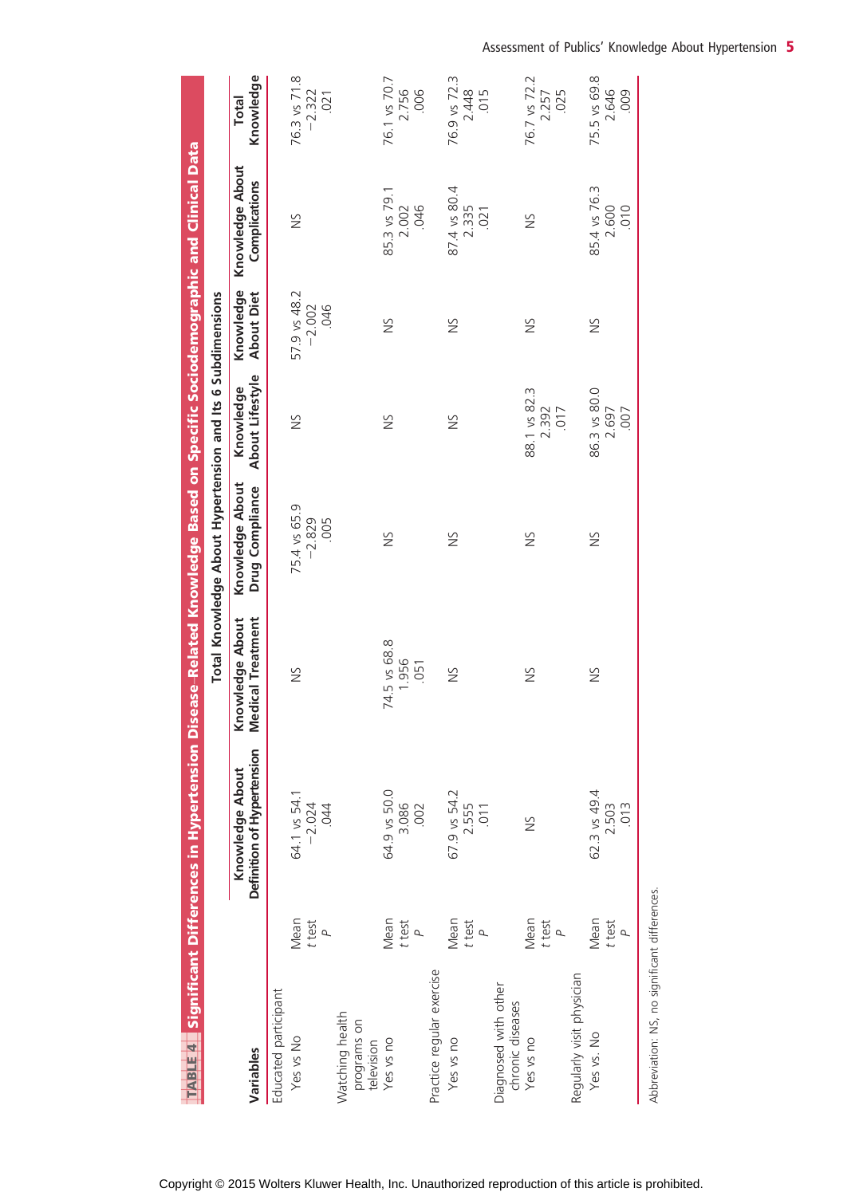**TABLE 4 Significant Differences in Hypertension Disease–Related Knowledge Based on Specific Sociodemographic and Clinical Data**

| Variables | | Knowledge About Definition of Hypertension | Knowledge About Medical Treatment | Knowledge About Drug Compliance | Knowledge About Lifestyle | Knowledge About Diet | Knowledge About Complications | Total Knowledge |
|---|---|---|---|---|---|---|---|---|
| | | Total Knowledge About Hypertension and Its 6 Subdimensions | | | | | | |
| Educated participant | | | | | | | | |
| Yes vs No | Mean | 64.1 vs 54.1 | NS | 75.4 vs 65.9 | NS | 57.9 vs 48.2 | NS | 76.3 vs 71.8 |
| | t test | −2.024 | | −2.829 | | −2.002 | | −2.322 |
| | P | .044 | | .005 | | .046 | | .021 |
| Watching health programs on television | | | | | | | | |
| Yes vs no | Mean | 64.9 vs 50.0 | 74.5 vs 68.8 | NS | NS | NS | 85.3 vs 79.1 | 76.1 vs 70.7 |
| | t test | 3.086 | 1.956 | | | | 2.002 | 2.756 |
| | P | .002 | .051 | | | | .046 | .006 |
| Practice regular exercise | | | | | | | | |
| Yes vs no | Mean | 67.9 vs 54.2 | NS | NS | NS | NS | 87.4 vs 80.4 | 76.9 vs 72.3 |
| | t test | 2.555 | | | | | 2.335 | 2.448 |
| | P | .011 | | | | | .021 | .015 |
| Diagnosed with other chronic diseases | | | | | | | | |
| Yes vs no | Mean | NS | NS | NS | 88.1 vs 82.3 | NS | NS | 76.7 vs 72.2 |
| | t test | | | | 2.392 | | | 2.257 |
| | P | | | | .017 | | | .025 |
| Regularly visit physician | | | | | | | | |
| Yes vs. No | Mean | 62.3 vs 49.4 | NS | NS | 86.3 vs 80.0 | NS | 85.4 vs 76.3 | 75.5 vs 69.8 |
| | t test | 2.503 | | | 2.697 | | 2.600 | 2.646 |
| | P | .013 | | | .007 | | .010 | .009 |

Abbreviation: NS, no significant differences.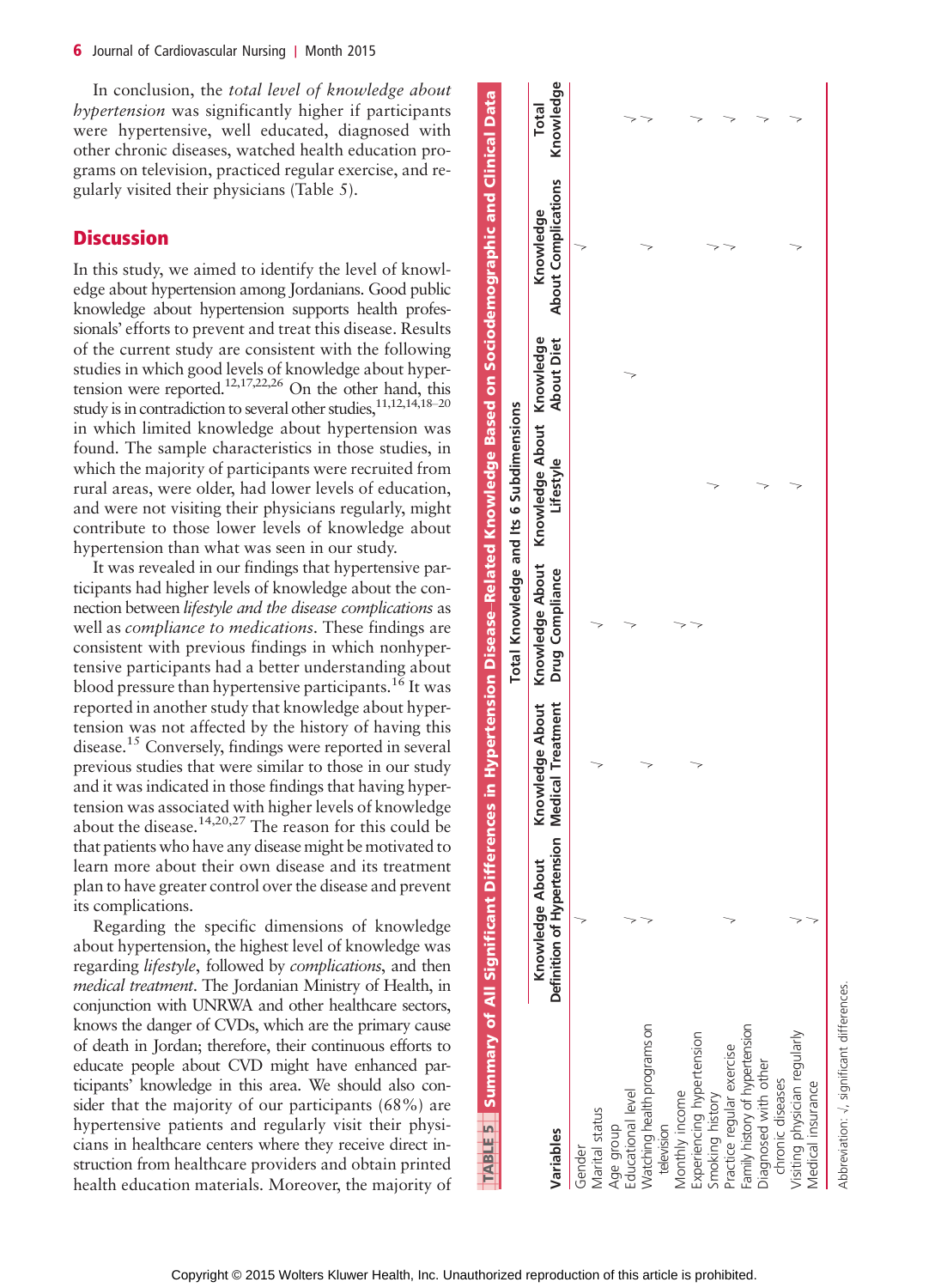In conclusion, the *total level of knowledge about hypertension* was significantly higher if participants were hypertensive, well educated, diagnosed with other chronic diseases, watched health education programs on television, practiced regular exercise, and regularly visited their physicians (Table 5).

## Discussion

In this study, we aimed to identify the level of knowledge about hypertension among Jordanians. Good public knowledge about hypertension supports health professionals' efforts to prevent and treat this disease. Results of the current study are consistent with the following studies in which good levels of knowledge about hypertension were reported.[12,17,22,26] On the other hand, this study is in contradiction to several other studies,[11,12,14,18–20] in which limited knowledge about hypertension was found. The sample characteristics in those studies, in which the majority of participants were recruited from rural areas, were older, had lower levels of education, and were not visiting their physicians regularly, might contribute to those lower levels of knowledge about hypertension than what was seen in our study.

It was revealed in our findings that hypertensive participants had higher levels of knowledge about the connection between *lifestyle and the disease complications* as well as *compliance to medications*. These findings are consistent with previous findings in which nonhypertensive participants had a better understanding about blood pressure than hypertensive participants.[16] It was reported in another study that knowledge about hypertension was not affected by the history of having this disease.[15] Conversely, findings were reported in several previous studies that were similar to those in our study and it was indicated in those findings that having hypertension was associated with higher levels of knowledge about the disease.[14,20,27] The reason for this could be that patients who have any disease might be motivated to learn more about their own disease and its treatment plan to have greater control over the disease and prevent its complications.

Regarding the specific dimensions of knowledge about hypertension, the highest level of knowledge was regarding *lifestyle*, followed by *complications*, and then *medical treatment*. The Jordanian Ministry of Health, in conjunction with UNRWA and other healthcare sectors, knows the danger of CVDs, which are the primary cause of death in Jordan; therefore, their continuous efforts to educate people about CVD might have enhanced participants' knowledge in this area. We should also consider that the majority of our participants (68%) are hypertensive patients and regularly visit their physicians in healthcare centers where they receive direct instruction from healthcare providers and obtain printed health education materials. Moreover, the majority of

**TABLE 5** Summary of All Significant Differences in Hypertension Disease–Related Knowledge Based on Sociodemographic and Clinical Data

| Variables | Total Knowledge and Its 6 Subdimensions | | | | | | |
|---|---|---|---|---|---|---|---|
| | Knowledge About Definition of Hypertension | Knowledge About Medical Treatment | Knowledge About Drug Compliance | Knowledge About Lifestyle | Knowledge About Diet | Knowledge About Complications | Total Knowledge |
| Gender | √ | | | | | √ | |
| Marital status | | √ | √ | | | | |
| Age group | | | | | | | |
| Educational level | √ | | √ | | √ | | √ |
| Watching health programs on television | √ | √ | | | | √ | √ |
| Monthly income | | | √ | | | | |
| Experiencing hypertension | | √ | √ | √ | | √ | √ |
| Smoking history | | | | | | √ | |
| Practice regular exercise | √ | | | | | | √ |
| Family history of hypertension | | | | | | | |
| Diagnosed with other chronic diseases | | | | √ | | | √ |
| Visiting physician regularly | √ | | | √ | | √ | √ |
| Medical insurance | √ | | | | | | |

Abbreviation: √, significant differences.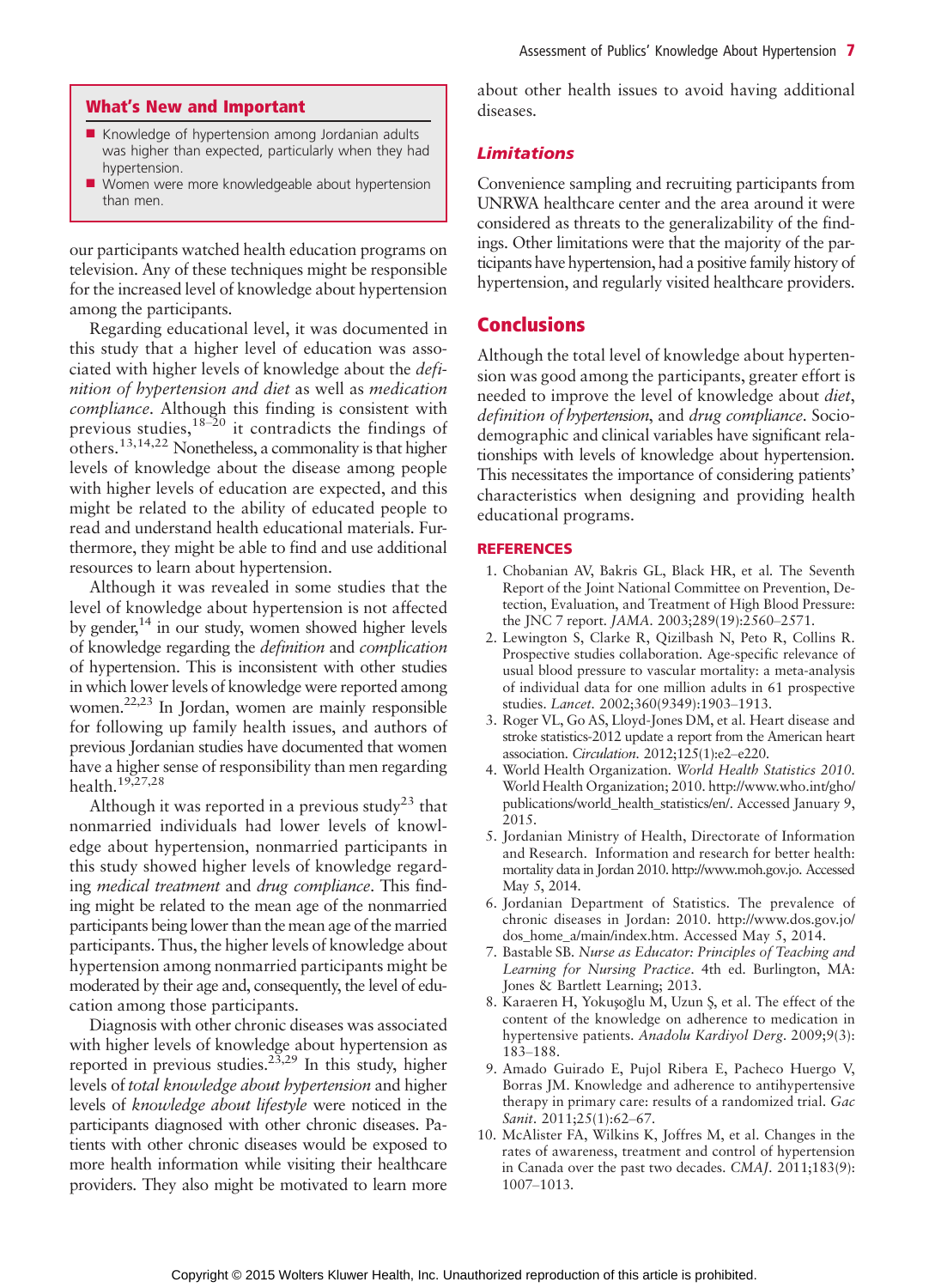## What's New and Important

- Knowledge of hypertension among Jordanian adults was higher than expected, particularly when they had hypertension.
- Women were more knowledgeable about hypertension than men.

our participants watched health education programs on television. Any of these techniques might be responsible for the increased level of knowledge about hypertension among the participants.

Regarding educational level, it was documented in this study that a higher level of education was associated with higher levels of knowledge about the *definition of hypertension and diet* as well as *medication compliance*. Although this finding is consistent with previous studies,[18–20] it contradicts the findings of others.[13,14,22] Nonetheless, a commonality is that higher levels of knowledge about the disease among people with higher levels of education are expected, and this might be related to the ability of educated people to read and understand health educational materials. Furthermore, they might be able to find and use additional resources to learn about hypertension.

Although it was revealed in some studies that the level of knowledge about hypertension is not affected by gender,[14] in our study, women showed higher levels of knowledge regarding the *definition* and *complication* of hypertension. This is inconsistent with other studies in which lower levels of knowledge were reported among women.[22,23] In Jordan, women are mainly responsible for following up family health issues, and authors of previous Jordanian studies have documented that women have a higher sense of responsibility than men regarding health.[19,27,28]

Although it was reported in a previous study[23] that nonmarried individuals had lower levels of knowledge about hypertension, nonmarried participants in this study showed higher levels of knowledge regarding *medical treatment* and *drug compliance*. This finding might be related to the mean age of the nonmarried participants being lower than the mean age of the married participants. Thus, the higher levels of knowledge about hypertension among nonmarried participants might be moderated by their age and, consequently, the level of education among those participants.

Diagnosis with other chronic diseases was associated with higher levels of knowledge about hypertension as reported in previous studies.[23,29] In this study, higher levels of *total knowledge about hypertension* and higher levels of *knowledge about lifestyle* were noticed in the participants diagnosed with other chronic diseases. Patients with other chronic diseases would be exposed to more health information while visiting their healthcare providers. They also might be motivated to learn more about other health issues to avoid having additional diseases.

## Limitations

Convenience sampling and recruiting participants from UNRWA healthcare center and the area around it were considered as threats to the generalizability of the findings. Other limitations were that the majority of the participants have hypertension, had a positive family history of hypertension, and regularly visited healthcare providers.

## Conclusions

Although the total level of knowledge about hypertension was good among the participants, greater effort is needed to improve the level of knowledge about *diet*, *definition of hypertension*, and *drug compliance*. Sociodemographic and clinical variables have significant relationships with levels of knowledge about hypertension. This necessitates the importance of considering patients' characteristics when designing and providing health educational programs.

## REFERENCES

1. Chobanian AV, Bakris GL, Black HR, et al. The Seventh Report of the Joint National Committee on Prevention, Detection, Evaluation, and Treatment of High Blood Pressure: the JNC 7 report. *JAMA*. 2003;289(19):2560–2571.
2. Lewington S, Clarke R, Qizilbash N, Peto R, Collins R. Prospective studies collaboration. Age-specific relevance of usual blood pressure to vascular mortality: a meta-analysis of individual data for one million adults in 61 prospective studies. *Lancet*. 2002;360(9349):1903–1913.
3. Roger VL, Go AS, Lloyd-Jones DM, et al. Heart disease and stroke statistics-2012 update a report from the American heart association. *Circulation*. 2012;125(1):e2–e220.
4. World Health Organization. *World Health Statistics 2010*. World Health Organization; 2010. http://www.who.int/gho/publications/world_health_statistics/en/. Accessed January 9, 2015.
5. Jordanian Ministry of Health, Directorate of Information and Research. Information and research for better health: mortality data in Jordan 2010. http://www.moh.gov.jo. Accessed May 5, 2014.
6. Jordanian Department of Statistics. The prevalence of chronic diseases in Jordan: 2010. http://www.dos.gov.jo/dos_home_a/main/index.htm. Accessed May 5, 2014.
7. Bastable SB. *Nurse as Educator: Principles of Teaching and Learning for Nursing Practice*. 4th ed. Burlington, MA: Jones & Bartlett Learning; 2013.
8. Karaeren H, Yokuşoğlu M, Uzun Ş, et al. The effect of the content of the knowledge on adherence to medication in hypertensive patients. *Anadolu Kardiyol Derg*. 2009;9(3):183–188.
9. Amado Guirado E, Pujol Ribera E, Pacheco Huergo V, Borras JM. Knowledge and adherence to antihypertensive therapy in primary care: results of a randomized trial. *Gac Sanit*. 2011;25(1):62–67.
10. McAlister FA, Wilkins K, Joffres M, et al. Changes in the rates of awareness, treatment and control of hypertension in Canada over the past two decades. *CMAJ*. 2011;183(9):1007–1013.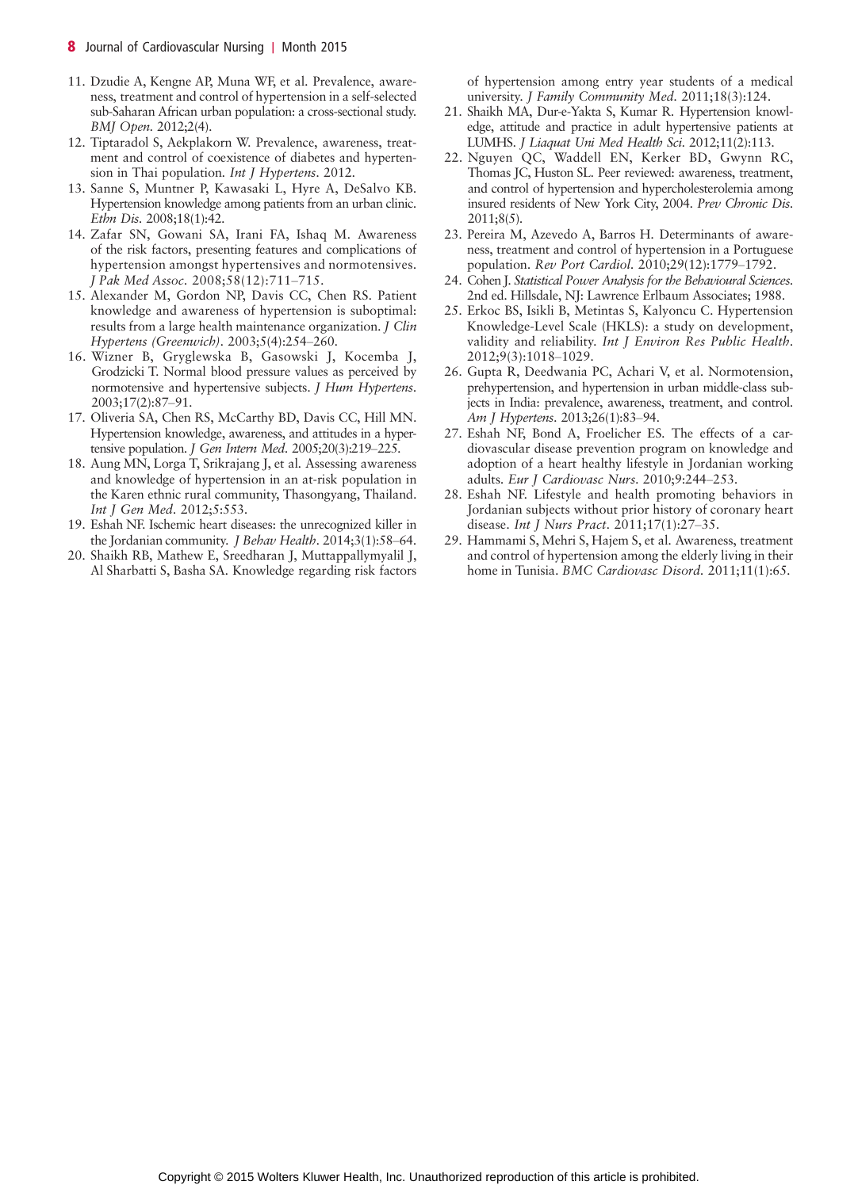11. Dzudie A, Kengne AP, Muna WF, et al. Prevalence, awareness, treatment and control of hypertension in a self-selected sub-Saharan African urban population: a cross-sectional study. *BMJ Open*. 2012;2(4).
12. Tiptaradol S, Aekplakorn W. Prevalence, awareness, treatment and control of coexistence of diabetes and hypertension in Thai population. *Int J Hypertens*. 2012.
13. Sanne S, Muntner P, Kawasaki L, Hyre A, DeSalvo KB. Hypertension knowledge among patients from an urban clinic. *Ethn Dis*. 2008;18(1):42.
14. Zafar SN, Gowani SA, Irani FA, Ishaq M. Awareness of the risk factors, presenting features and complications of hypertension amongst hypertensives and normotensives. *J Pak Med Assoc*. 2008;58(12):711–715.
15. Alexander M, Gordon NP, Davis CC, Chen RS. Patient knowledge and awareness of hypertension is suboptimal: results from a large health maintenance organization. *J Clin Hypertens (Greenwich)*. 2003;5(4):254–260.
16. Wizner B, Gryglewska B, Gasowski J, Kocemba J, Grodzicki T. Normal blood pressure values as perceived by normotensive and hypertensive subjects. *J Hum Hypertens*. 2003;17(2):87–91.
17. Oliveria SA, Chen RS, McCarthy BD, Davis CC, Hill MN. Hypertension knowledge, awareness, and attitudes in a hypertensive population. *J Gen Intern Med*. 2005;20(3):219–225.
18. Aung MN, Lorga T, Srikrajang J, et al. Assessing awareness and knowledge of hypertension in an at-risk population in the Karen ethnic rural community, Thasongyang, Thailand. *Int J Gen Med*. 2012;5:553.
19. Eshah NF. Ischemic heart diseases: the unrecognized killer in the Jordanian community. *J Behav Health*. 2014;3(1):58–64.
20. Shaikh RB, Mathew E, Sreedharan J, Muttappallymyalil J, Al Sharbatti S, Basha SA. Knowledge regarding risk factors of hypertension among entry year students of a medical university. *J Family Community Med*. 2011;18(3):124.
21. Shaikh MA, Dur-e-Yakta S, Kumar R. Hypertension knowledge, attitude and practice in adult hypertensive patients at LUMHS. *J Liaquat Uni Med Health Sci*. 2012;11(2):113.
22. Nguyen QC, Waddell EN, Kerker BD, Gwynn RC, Thomas JC, Huston SL. Peer reviewed: awareness, treatment, and control of hypertension and hypercholesterolemia among insured residents of New York City, 2004. *Prev Chronic Dis*. 2011;8(5).
23. Pereira M, Azevedo A, Barros H. Determinants of awareness, treatment and control of hypertension in a Portuguese population. *Rev Port Cardiol*. 2010;29(12):1779–1792.
24. Cohen J. *Statistical Power Analysis for the Behavioural Sciences*. 2nd ed. Hillsdale, NJ: Lawrence Erlbaum Associates; 1988.
25. Erkoc BS, Isikli B, Metintas S, Kalyoncu C. Hypertension Knowledge-Level Scale (HKLS): a study on development, validity and reliability. *Int J Environ Res Public Health*. 2012;9(3):1018–1029.
26. Gupta R, Deedwania PC, Achari V, et al. Normotension, prehypertension, and hypertension in urban middle-class subjects in India: prevalence, awareness, treatment, and control. *Am J Hypertens*. 2013;26(1):83–94.
27. Eshah NF, Bond A, Froelicher ES. The effects of a cardiovascular disease prevention program on knowledge and adoption of a heart healthy lifestyle in Jordanian working adults. *Eur J Cardiovasc Nurs*. 2010;9:244–253.
28. Eshah NF. Lifestyle and health promoting behaviors in Jordanian subjects without prior history of coronary heart disease. *Int J Nurs Pract*. 2011;17(1):27–35.
29. Hammami S, Mehri S, Hajem S, et al. Awareness, treatment and control of hypertension among the elderly living in their home in Tunisia. *BMC Cardiovasc Disord*. 2011;11(1):65.

Copyright © 2015 Wolters Kluwer Health, Inc. Unauthorized reproduction of this article is prohibited.